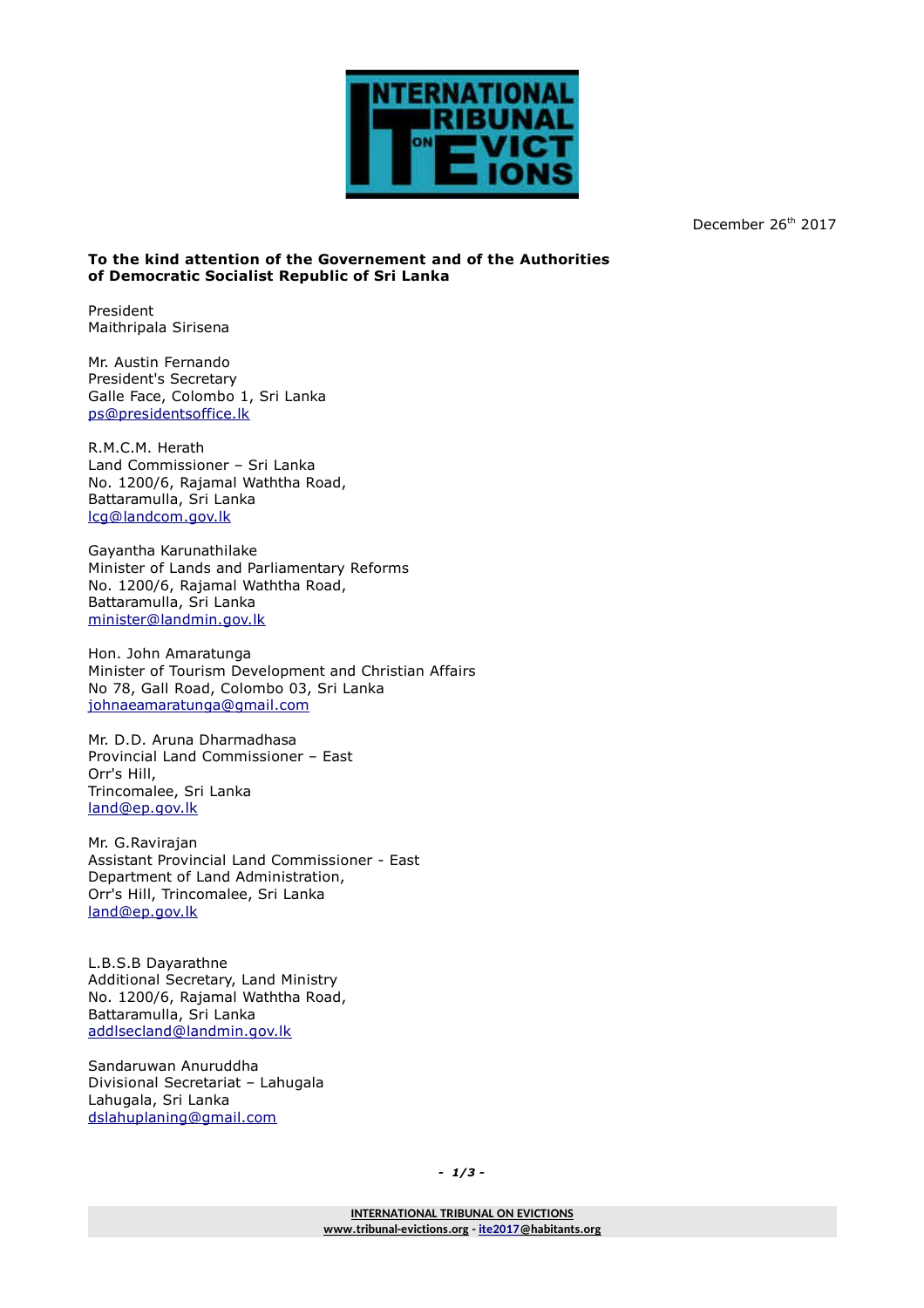December 26th 2017

**To the kind attention of the Governement and of the Authorities of Democratic Socialist Republic of Sri Lanka**

President
Maithripala Sirisena

Mr. Austin Fernando
President's Secretary
Galle Face, Colombo 1, Sri Lanka
ps@presidentsoffice.lk

R.M.C.M. Herath
Land Commissioner – Sri Lanka
No. 1200/6, Rajamal Waththa Road,
Battaramulla, Sri Lanka
lcg@landcom.gov.lk

Gayantha Karunathilake
Minister of Lands and Parliamentary Reforms
No. 1200/6, Rajamal Waththa Road,
Battaramulla, Sri Lanka
minister@landmin.gov.lk

Hon. John Amaratunga
Minister of Tourism Development and Christian Affairs
No 78, Gall Road, Colombo 03, Sri Lanka
johnaeamaratunga@gmail.com

Mr. D.D. Aruna Dharmadhasa
Provincial Land Commissioner – East
Orr's Hill,
Trincomalee, Sri Lanka
land@ep.gov.lk

Mr. G.Ravirajan
Assistant Provincial Land Commissioner - East
Department of Land Administration,
Orr's Hill, Trincomalee, Sri Lanka
land@ep.gov.lk

L.B.S.B Dayarathne
Additional Secretary, Land Ministry
No. 1200/6, Rajamal Waththa Road,
Battaramulla, Sri Lanka
addlsecland@landmin.gov.lk

Sandaruwan Anuruddha
Divisional Secretariat – Lahugala
Lahugala, Sri Lanka
dslahuplaning@gmail.com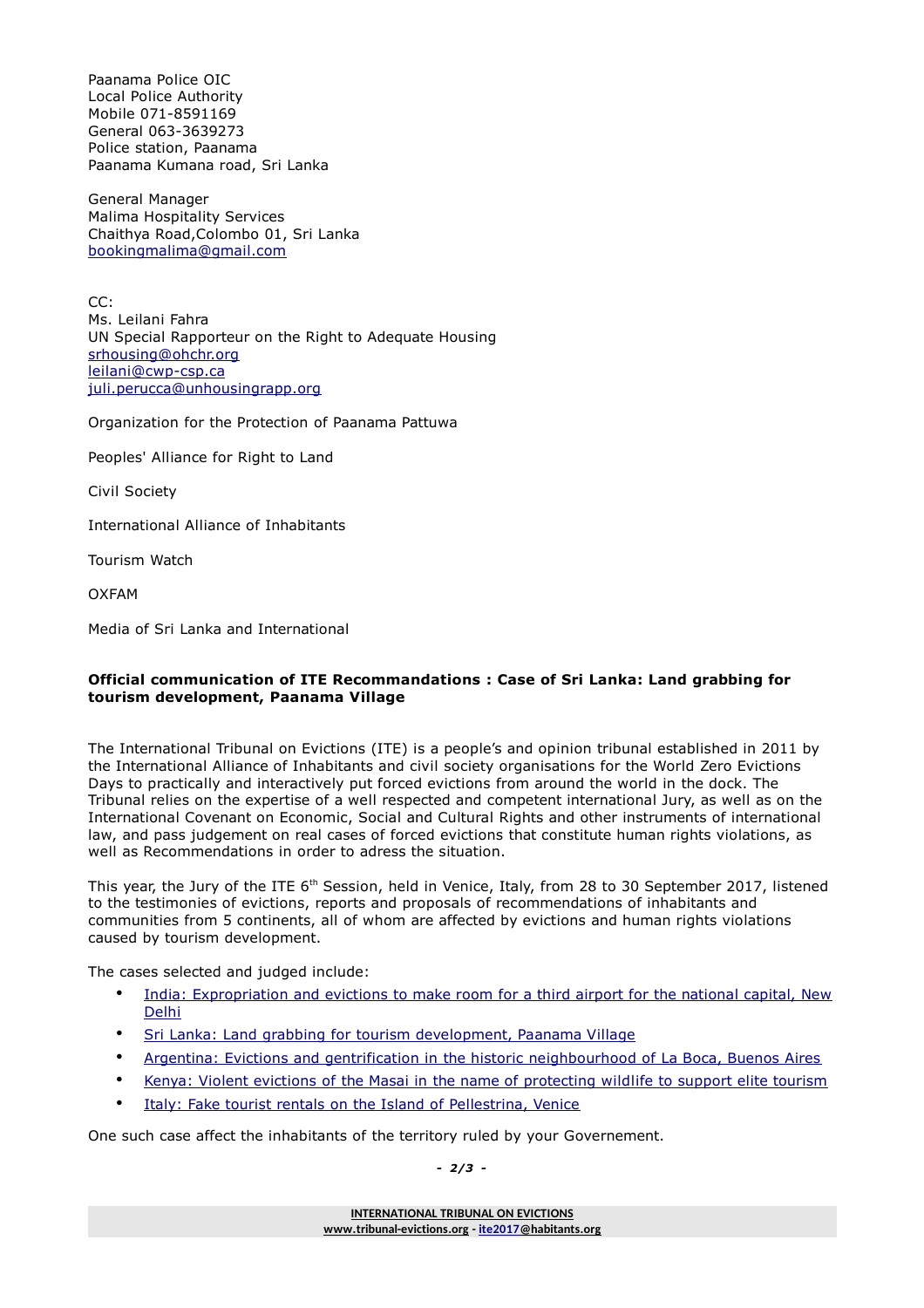Paanama Police OIC
Local Police Authority
Mobile 071-8591169
General 063-3639273
Police station, Paanama
Paanama Kumana road, Sri Lanka

General Manager
Malima Hospitality Services
Chaithya Road,Colombo 01, Sri Lanka
bookingmalima@gmail.com

CC:
Ms. Leilani Fahra
UN Special Rapporteur on the Right to Adequate Housing
srhousing@ohchr.org
leilani@cwp-csp.ca
juli.perucca@unhousingrapp.org

Organization for the Protection of Paanama Pattuwa

Peoples' Alliance for Right to Land

Civil Society

International Alliance of Inhabitants

Tourism Watch

OXFAM

Media of Sri Lanka and International

**Official communication of ITE Recommandations : Case of Sri Lanka: Land grabbing for tourism development, Paanama Village**

The International Tribunal on Evictions (ITE) is a people's and opinion tribunal established in 2011 by the International Alliance of Inhabitants and civil society organisations for the World Zero Evictions Days to practically and interactively put forced evictions from around the world in the dock. The Tribunal relies on the expertise of a well respected and competent international Jury, as well as on the International Covenant on Economic, Social and Cultural Rights and other instruments of international law, and pass judgement on real cases of forced evictions that constitute human rights violations, as well as Recommendations in order to adress the situation.

This year, the Jury of the ITE 6th Session, held in Venice, Italy, from 28 to 30 September 2017, listened to the testimonies of evictions, reports and proposals of recommendations of inhabitants and communities from 5 continents, all of whom are affected by evictions and human rights violations caused by tourism development.

The cases selected and judged include:

- India: Expropriation and evictions to make room for a third airport for the national capital, New Delhi
- Sri Lanka: Land grabbing for tourism development, Paanama Village
- Argentina: Evictions and gentrification in the historic neighbourhood of La Boca, Buenos Aires
- Kenya: Violent evictions of the Masai in the name of protecting wildlife to support elite tourism
- Italy: Fake tourist rentals on the Island of Pellestrina, Venice

One such case affect the inhabitants of the territory ruled by your Governement.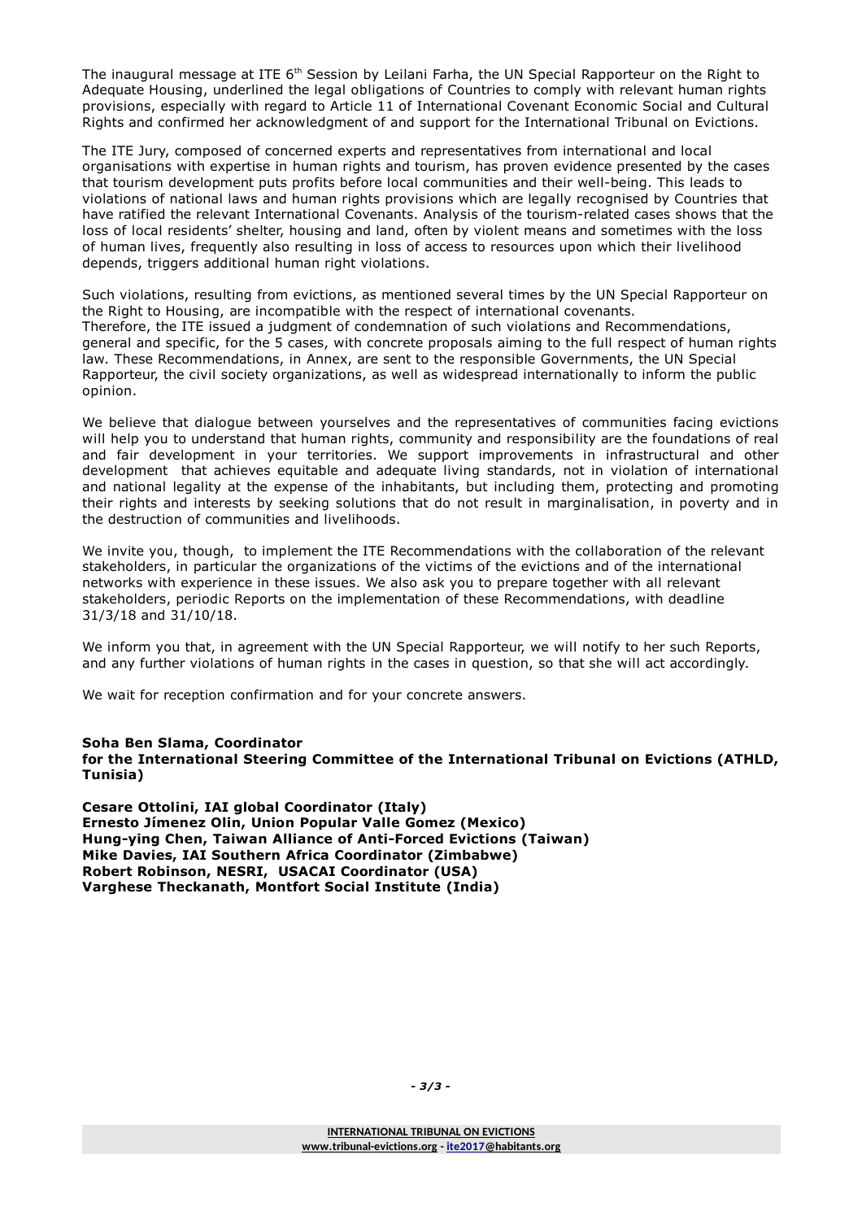The inaugural message at ITE 6th Session by Leilani Farha, the UN Special Rapporteur on the Right to Adequate Housing, underlined the legal obligations of Countries to comply with relevant human rights provisions, especially with regard to Article 11 of International Covenant Economic Social and Cultural Rights and confirmed her acknowledgment of and support for the International Tribunal on Evictions.

The ITE Jury, composed of concerned experts and representatives from international and local organisations with expertise in human rights and tourism, has proven evidence presented by the cases that tourism development puts profits before local communities and their well-being. This leads to violations of national laws and human rights provisions which are legally recognised by Countries that have ratified the relevant International Covenants. Analysis of the tourism-related cases shows that the loss of local residents' shelter, housing and land, often by violent means and sometimes with the loss of human lives, frequently also resulting in loss of access to resources upon which their livelihood depends, triggers additional human right violations.

Such violations, resulting from evictions, as mentioned several times by the UN Special Rapporteur on the Right to Housing, are incompatible with the respect of international covenants.
Therefore, the ITE issued a judgment of condemnation of such violations and Recommendations, general and specific, for the 5 cases, with concrete proposals aiming to the full respect of human rights law. These Recommendations, in Annex, are sent to the responsible Governments, the UN Special Rapporteur, the civil society organizations, as well as widespread internationally to inform the public opinion.

We believe that dialogue between yourselves and the representatives of communities facing evictions will help you to understand that human rights, community and responsibility are the foundations of real and fair development in your territories. We support improvements in infrastructural and other development that achieves equitable and adequate living standards, not in violation of international and national legality at the expense of the inhabitants, but including them, protecting and promoting their rights and interests by seeking solutions that do not result in marginalisation, in poverty and in the destruction of communities and livelihoods.

We invite you, though, to implement the ITE Recommendations with the collaboration of the relevant stakeholders, in particular the organizations of the victims of the evictions and of the international networks with experience in these issues. We also ask you to prepare together with all relevant stakeholders, periodic Reports on the implementation of these Recommendations, with deadline 31/3/18 and 31/10/18.

We inform you that, in agreement with the UN Special Rapporteur, we will notify to her such Reports, and any further violations of human rights in the cases in question, so that she will act accordingly.

We wait for reception confirmation and for your concrete answers.

**Soha Ben Slama, Coordinator**
**for the International Steering Committee of the International Tribunal on Evictions (ATHLD, Tunisia)**

**Cesare Ottolini, IAI global Coordinator (Italy)**
**Ernesto Jímenez Olin, Union Popular Valle Gomez (Mexico)**
**Hung-ying Chen, Taiwan Alliance of Anti-Forced Evictions (Taiwan)**
**Mike Davies, IAI Southern Africa Coordinator (Zimbabwe)**
**Robert Robinson, NESRI, USACAI Coordinator (USA)**
**Varghese Theckanath, Montfort Social Institute (India)**